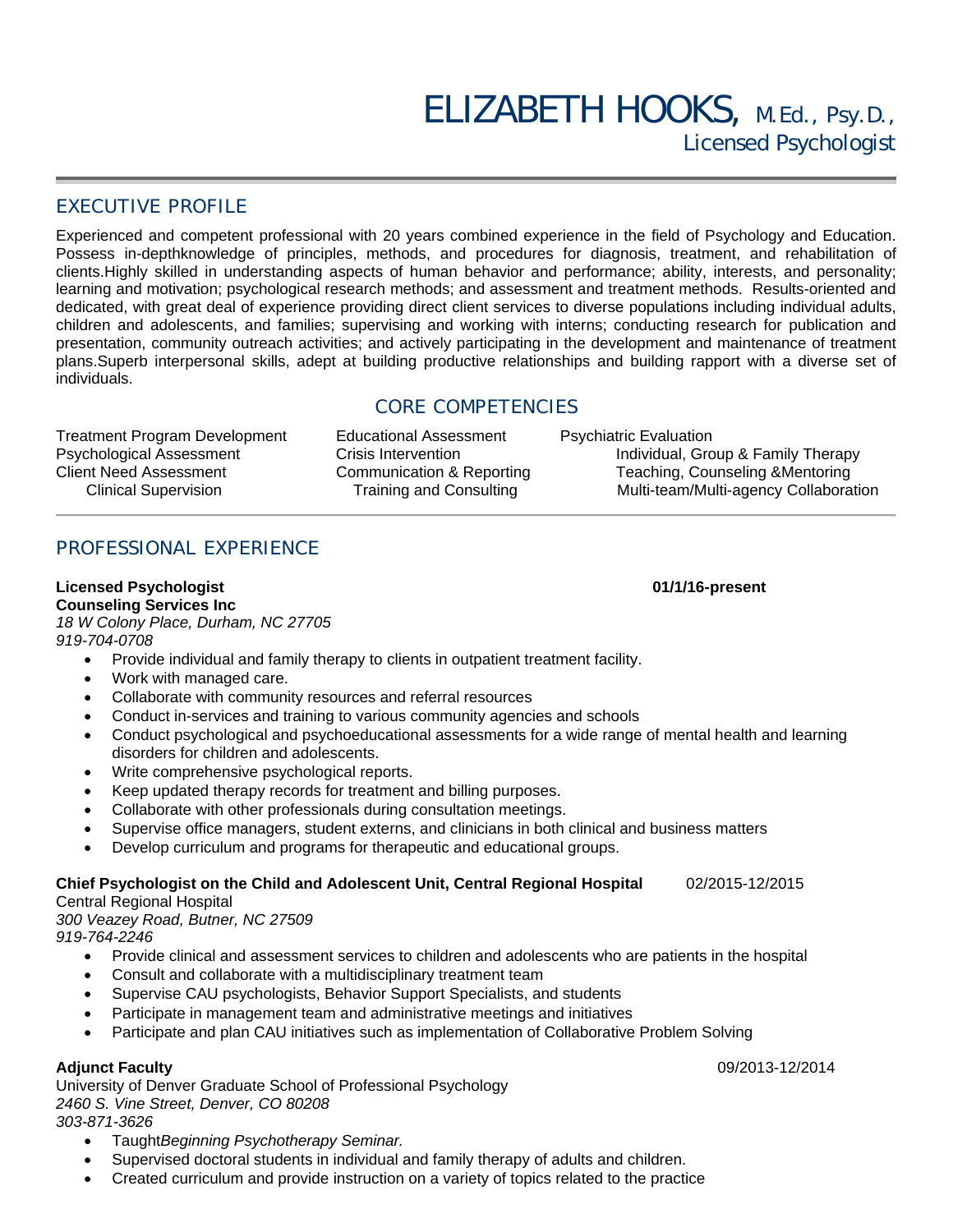# ELIZABETH HOOKS, M.Ed., Psy.D.,
Licensed Psychologist

## EXECUTIVE PROFILE

Experienced and competent professional with 20 years combined experience in the field of Psychology and Education. Possess in-depthknowledge of principles, methods, and procedures for diagnosis, treatment, and rehabilitation of clients.Highly skilled in understanding aspects of human behavior and performance; ability, interests, and personality; learning and motivation; psychological research methods; and assessment and treatment methods. Results-oriented and dedicated, with great deal of experience providing direct client services to diverse populations including individual adults, children and adolescents, and families; supervising and working with interns; conducting research for publication and presentation, community outreach activities; and actively participating in the development and maintenance of treatment plans.Superb interpersonal skills, adept at building productive relationships and building rapport with a diverse set of individuals.

## CORE COMPETENCIES

| | | |
|---|---|---|
| Treatment Program Development | Educational Assessment | Psychiatric Evaluation |
| Psychological Assessment | Crisis Intervention | Individual, Group & Family Therapy |
| Client Need Assessment | Communication & Reporting | Teaching, Counseling &Mentoring |
| Clinical Supervision | Training and Consulting | Multi-team/Multi-agency Collaboration |

## PROFESSIONAL EXPERIENCE

**Licensed Psychologist** **01/1/16-present**
**Counseling Services Inc**
*18 W Colony Place, Durham, NC 27705*
*919-704-0708*

- Provide individual and family therapy to clients in outpatient treatment facility.
- Work with managed care.
- Collaborate with community resources and referral resources
- Conduct in-services and training to various community agencies and schools
- Conduct psychological and psychoeducational assessments for a wide range of mental health and learning disorders for children and adolescents.
- Write comprehensive psychological reports.
- Keep updated therapy records for treatment and billing purposes.
- Collaborate with other professionals during consultation meetings.
- Supervise office managers, student externs, and clinicians in both clinical and business matters
- Develop curriculum and programs for therapeutic and educational groups.

**Chief Psychologist on the Child and Adolescent Unit, Central Regional Hospital** 02/2015-12/2015
Central Regional Hospital
*300 Veazey Road, Butner, NC 27509*
*919-764-2246*

- Provide clinical and assessment services to children and adolescents who are patients in the hospital
- Consult and collaborate with a multidisciplinary treatment team
- Supervise CAU psychologists, Behavior Support Specialists, and students
- Participate in management team and administrative meetings and initiatives
- Participate and plan CAU initiatives such as implementation of Collaborative Problem Solving

**Adjunct Faculty** 09/2013-12/2014
University of Denver Graduate School of Professional Psychology
*2460 S. Vine Street, Denver, CO 80208*
*303-871-3626*

- Taught*Beginning Psychotherapy Seminar.*
- Supervised doctoral students in individual and family therapy of adults and children.
- Created curriculum and provide instruction on a variety of topics related to the practice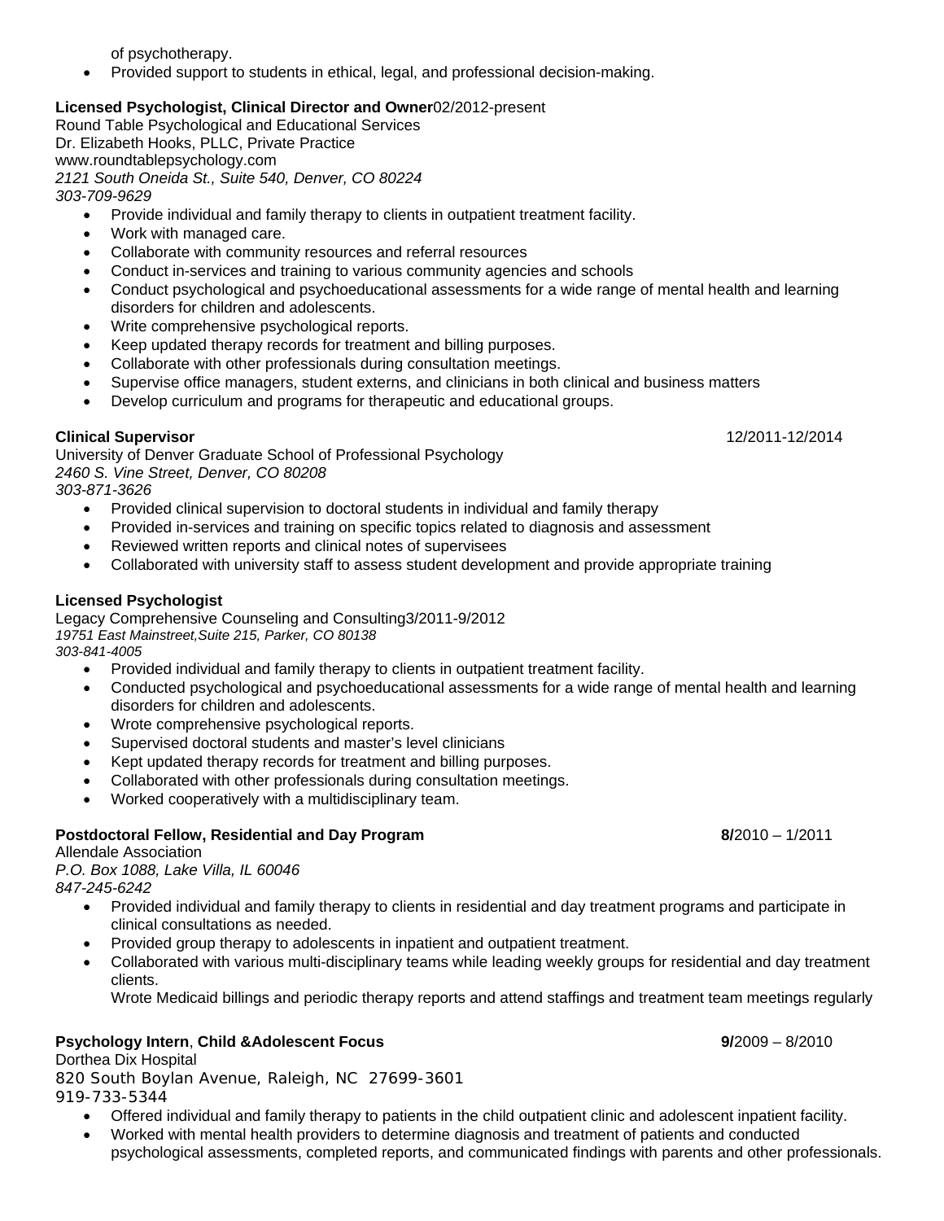of psychotherapy.

- Provided support to students in ethical, legal, and professional decision-making.

**Licensed Psychologist, Clinical Director and Owner**02/2012-present
Round Table Psychological and Educational Services
Dr. Elizabeth Hooks, PLLC, Private Practice
www.roundtablepsychology.com
*2121 South Oneida St., Suite 540, Denver, CO 80224*
*303-709-9629*

- Provide individual and family therapy to clients in outpatient treatment facility.
- Work with managed care.
- Collaborate with community resources and referral resources
- Conduct in-services and training to various community agencies and schools
- Conduct psychological and psychoeducational assessments for a wide range of mental health and learning disorders for children and adolescents.
- Write comprehensive psychological reports.
- Keep updated therapy records for treatment and billing purposes.
- Collaborate with other professionals during consultation meetings.
- Supervise office managers, student externs, and clinicians in both clinical and business matters
- Develop curriculum and programs for therapeutic and educational groups.

**Clinical Supervisor** 12/2011-12/2014
University of Denver Graduate School of Professional Psychology
*2460 S. Vine Street, Denver, CO 80208*
*303-871-3626*

- Provided clinical supervision to doctoral students in individual and family therapy
- Provided in-services and training on specific topics related to diagnosis and assessment
- Reviewed written reports and clinical notes of supervisees
- Collaborated with university staff to assess student development and provide appropriate training

**Licensed Psychologist**
Legacy Comprehensive Counseling and Consulting3/2011-9/2012
*19751 East Mainstreet,Suite 215, Parker, CO 80138*
*303-841-4005*

- Provided individual and family therapy to clients in outpatient treatment facility.
- Conducted psychological and psychoeducational assessments for a wide range of mental health and learning disorders for children and adolescents.
- Wrote comprehensive psychological reports.
- Supervised doctoral students and master's level clinicians
- Kept updated therapy records for treatment and billing purposes.
- Collaborated with other professionals during consultation meetings.
- Worked cooperatively with a multidisciplinary team.

**Postdoctoral Fellow, Residential and Day Program** **8/**2010 – 1/2011
Allendale Association
*P.O. Box 1088, Lake Villa, IL 60046*
*847-245-6242*

- Provided individual and family therapy to clients in residential and day treatment programs and participate in clinical consultations as needed.
- Provided group therapy to adolescents in inpatient and outpatient treatment.
- Collaborated with various multi-disciplinary teams while leading weekly groups for residential and day treatment clients.
  Wrote Medicaid billings and periodic therapy reports and attend staffings and treatment team meetings regularly

**Psychology Intern**, **Child &Adolescent Focus** **9/**2009 – 8/2010
Dorthea Dix Hospital
820 South Boylan Avenue, Raleigh, NC 27699-3601
919-733-5344

- Offered individual and family therapy to patients in the child outpatient clinic and adolescent inpatient facility.
- Worked with mental health providers to determine diagnosis and treatment of patients and conducted psychological assessments, completed reports, and communicated findings with parents and other professionals.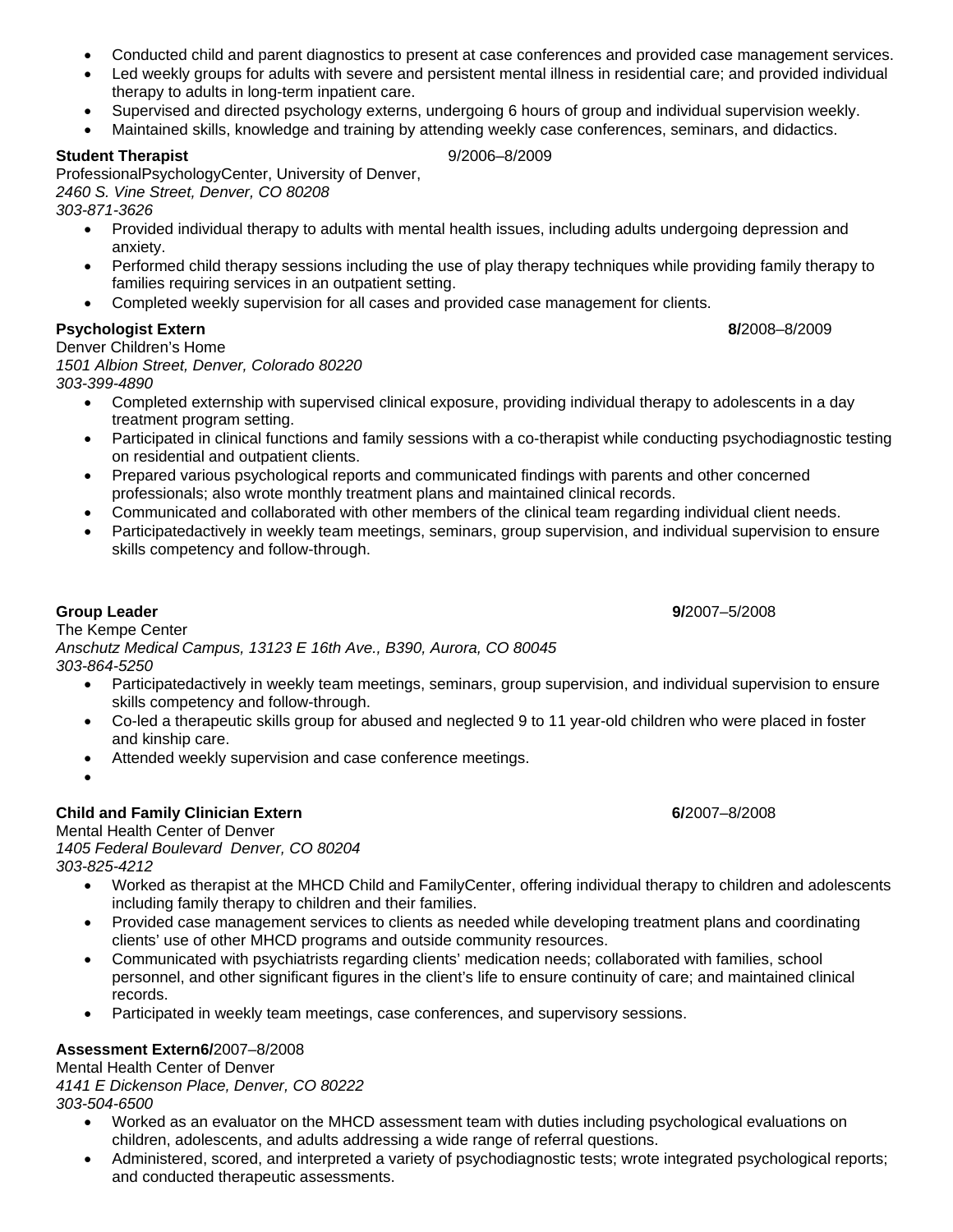- Conducted child and parent diagnostics to present at case conferences and provided case management services.
- Led weekly groups for adults with severe and persistent mental illness in residential care; and provided individual therapy to adults in long-term inpatient care.
- Supervised and directed psychology externs, undergoing 6 hours of group and individual supervision weekly.
- Maintained skills, knowledge and training by attending weekly case conferences, seminars, and didactics.

**Student Therapist** 9/2006–8/2009

ProfessionalPsychologyCenter, University of Denver,
*2460 S. Vine Street, Denver, CO 80208*
*303-871-3626*

- Provided individual therapy to adults with mental health issues, including adults undergoing depression and anxiety.
- Performed child therapy sessions including the use of play therapy techniques while providing family therapy to families requiring services in an outpatient setting.
- Completed weekly supervision for all cases and provided case management for clients.

**Psychologist Extern** **8/**2008–8/2009

Denver Children's Home
*1501 Albion Street, Denver, Colorado 80220*
*303-399-4890*

- Completed externship with supervised clinical exposure, providing individual therapy to adolescents in a day treatment program setting.
- Participated in clinical functions and family sessions with a co-therapist while conducting psychodiagnostic testing on residential and outpatient clients.
- Prepared various psychological reports and communicated findings with parents and other concerned professionals; also wrote monthly treatment plans and maintained clinical records.
- Communicated and collaborated with other members of the clinical team regarding individual client needs.
- Participatedactively in weekly team meetings, seminars, group supervision, and individual supervision to ensure skills competency and follow-through.

**Group Leader** **9/**2007–5/2008

The Kempe Center
*Anschutz Medical Campus, 13123 E 16th Ave., B390, Aurora, CO 80045*
*303-864-5250*

- Participatedactively in weekly team meetings, seminars, group supervision, and individual supervision to ensure skills competency and follow-through.
- Co-led a therapeutic skills group for abused and neglected 9 to 11 year-old children who were placed in foster and kinship care.
- Attended weekly supervision and case conference meetings.

**Child and Family Clinician Extern** **6/**2007–8/2008

Mental Health Center of Denver
*1405 Federal Boulevard Denver, CO 80204*
*303-825-4212*

- Worked as therapist at the MHCD Child and FamilyCenter, offering individual therapy to children and adolescents including family therapy to children and their families.
- Provided case management services to clients as needed while developing treatment plans and coordinating clients' use of other MHCD programs and outside community resources.
- Communicated with psychiatrists regarding clients' medication needs; collaborated with families, school personnel, and other significant figures in the client's life to ensure continuity of care; and maintained clinical records.
- Participated in weekly team meetings, case conferences, and supervisory sessions.

**Assessment Extern6/**2007–8/2008

Mental Health Center of Denver
*4141 E Dickenson Place, Denver, CO 80222*
*303-504-6500*

- Worked as an evaluator on the MHCD assessment team with duties including psychological evaluations on children, adolescents, and adults addressing a wide range of referral questions.
- Administered, scored, and interpreted a variety of psychodiagnostic tests; wrote integrated psychological reports; and conducted therapeutic assessments.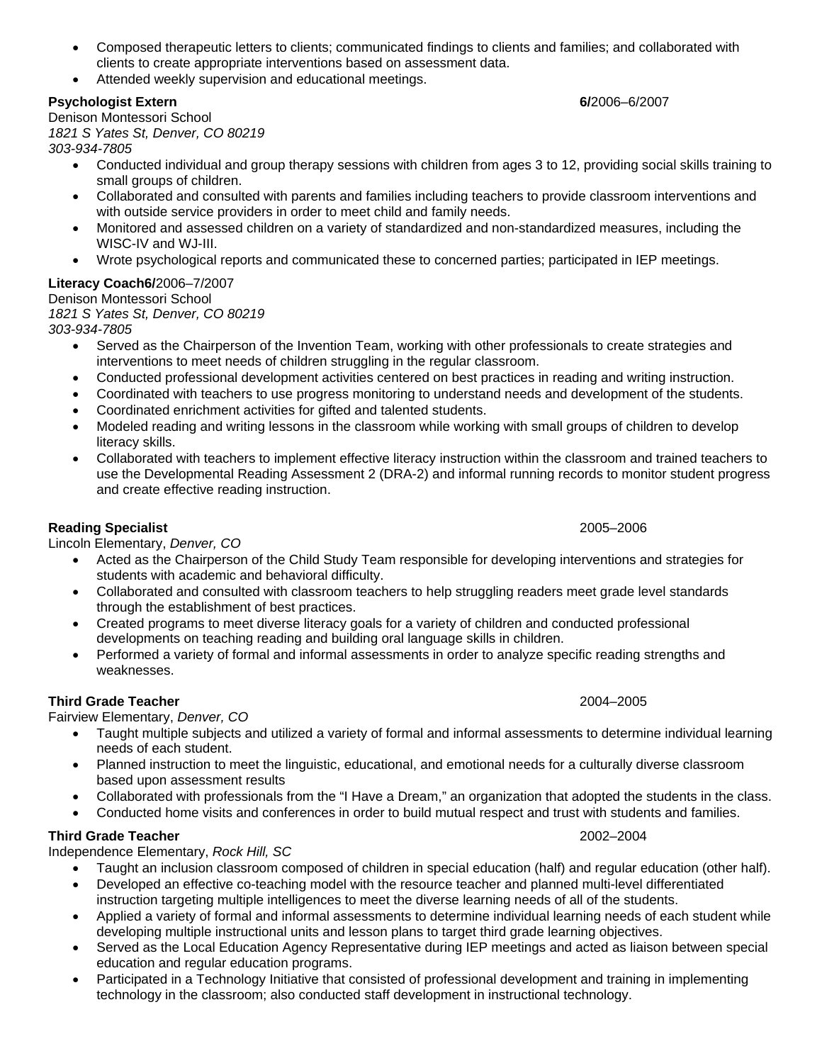- Composed therapeutic letters to clients; communicated findings to clients and families; and collaborated with clients to create appropriate interventions based on assessment data.
- Attended weekly supervision and educational meetings.

**Psychologist Extern** **6/**2006–6/2007
Denison Montessori School
*1821 S Yates St, Denver, CO 80219*
*303-934-7805*

- Conducted individual and group therapy sessions with children from ages 3 to 12, providing social skills training to small groups of children.
- Collaborated and consulted with parents and families including teachers to provide classroom interventions and with outside service providers in order to meet child and family needs.
- Monitored and assessed children on a variety of standardized and non-standardized measures, including the WISC-IV and WJ-III.
- Wrote psychological reports and communicated these to concerned parties; participated in IEP meetings.

**Literacy Coach6/**2006–7/2007
Denison Montessori School
*1821 S Yates St, Denver, CO 80219*
*303-934-7805*

- Served as the Chairperson of the Invention Team, working with other professionals to create strategies and interventions to meet needs of children struggling in the regular classroom.
- Conducted professional development activities centered on best practices in reading and writing instruction.
- Coordinated with teachers to use progress monitoring to understand needs and development of the students.
- Coordinated enrichment activities for gifted and talented students.
- Modeled reading and writing lessons in the classroom while working with small groups of children to develop literacy skills.
- Collaborated with teachers to implement effective literacy instruction within the classroom and trained teachers to use the Developmental Reading Assessment 2 (DRA-2) and informal running records to monitor student progress and create effective reading instruction.

**Reading Specialist** 2005–2006
Lincoln Elementary, *Denver, CO*

- Acted as the Chairperson of the Child Study Team responsible for developing interventions and strategies for students with academic and behavioral difficulty.
- Collaborated and consulted with classroom teachers to help struggling readers meet grade level standards through the establishment of best practices.
- Created programs to meet diverse literacy goals for a variety of children and conducted professional developments on teaching reading and building oral language skills in children.
- Performed a variety of formal and informal assessments in order to analyze specific reading strengths and weaknesses.

**Third Grade Teacher** 2004–2005
Fairview Elementary, *Denver, CO*

- Taught multiple subjects and utilized a variety of formal and informal assessments to determine individual learning needs of each student.
- Planned instruction to meet the linguistic, educational, and emotional needs for a culturally diverse classroom based upon assessment results
- Collaborated with professionals from the "I Have a Dream," an organization that adopted the students in the class.
- Conducted home visits and conferences in order to build mutual respect and trust with students and families.

**Third Grade Teacher** 2002–2004
Independence Elementary, *Rock Hill, SC*

- Taught an inclusion classroom composed of children in special education (half) and regular education (other half).
- Developed an effective co-teaching model with the resource teacher and planned multi-level differentiated instruction targeting multiple intelligences to meet the diverse learning needs of all of the students.
- Applied a variety of formal and informal assessments to determine individual learning needs of each student while developing multiple instructional units and lesson plans to target third grade learning objectives.
- Served as the Local Education Agency Representative during IEP meetings and acted as liaison between special education and regular education programs.
- Participated in a Technology Initiative that consisted of professional development and training in implementing technology in the classroom; also conducted staff development in instructional technology.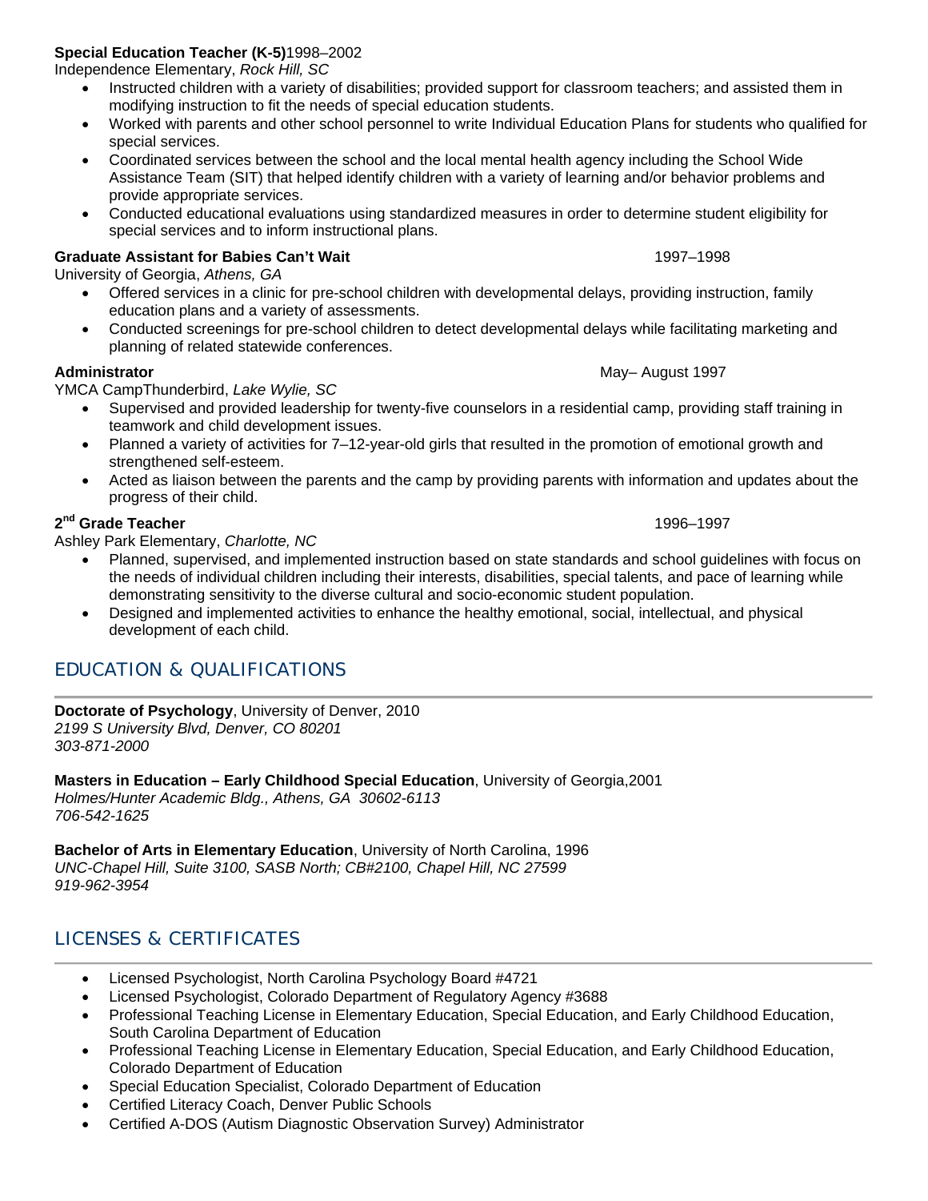**Special Education Teacher (K-5)**1998–2002
Independence Elementary, *Rock Hill, SC*

- Instructed children with a variety of disabilities; provided support for classroom teachers; and assisted them in modifying instruction to fit the needs of special education students.
- Worked with parents and other school personnel to write Individual Education Plans for students who qualified for special services.
- Coordinated services between the school and the local mental health agency including the School Wide Assistance Team (SIT) that helped identify children with a variety of learning and/or behavior problems and provide appropriate services.
- Conducted educational evaluations using standardized measures in order to determine student eligibility for special services and to inform instructional plans.

**Graduate Assistant for Babies Can't Wait** 1997–1998
University of Georgia, *Athens, GA*

- Offered services in a clinic for pre-school children with developmental delays, providing instruction, family education plans and a variety of assessments.
- Conducted screenings for pre-school children to detect developmental delays while facilitating marketing and planning of related statewide conferences.

**Administrator** May– August 1997
YMCA CampThunderbird, *Lake Wylie, SC*

- Supervised and provided leadership for twenty-five counselors in a residential camp, providing staff training in teamwork and child development issues.
- Planned a variety of activities for 7–12-year-old girls that resulted in the promotion of emotional growth and strengthened self-esteem.
- Acted as liaison between the parents and the camp by providing parents with information and updates about the progress of their child.

**2nd Grade Teacher** 1996–1997
Ashley Park Elementary, *Charlotte, NC*

- Planned, supervised, and implemented instruction based on state standards and school guidelines with focus on the needs of individual children including their interests, disabilities, special talents, and pace of learning while demonstrating sensitivity to the diverse cultural and socio-economic student population.
- Designed and implemented activities to enhance the healthy emotional, social, intellectual, and physical development of each child.

## EDUCATION & QUALIFICATIONS

**Doctorate of Psychology**, University of Denver, 2010
*2199 S University Blvd, Denver, CO 80201*
*303-871-2000*

**Masters in Education – Early Childhood Special Education**, University of Georgia,2001
*Holmes/Hunter Academic Bldg., Athens, GA 30602-6113*
*706-542-1625*

**Bachelor of Arts in Elementary Education**, University of North Carolina, 1996
*UNC-Chapel Hill, Suite 3100, SASB North; CB#2100, Chapel Hill, NC 27599*
*919-962-3954*

## LICENSES & CERTIFICATES

- Licensed Psychologist, North Carolina Psychology Board #4721
- Licensed Psychologist, Colorado Department of Regulatory Agency #3688
- Professional Teaching License in Elementary Education, Special Education, and Early Childhood Education, South Carolina Department of Education
- Professional Teaching License in Elementary Education, Special Education, and Early Childhood Education, Colorado Department of Education
- Special Education Specialist, Colorado Department of Education
- Certified Literacy Coach, Denver Public Schools
- Certified A-DOS (Autism Diagnostic Observation Survey) Administrator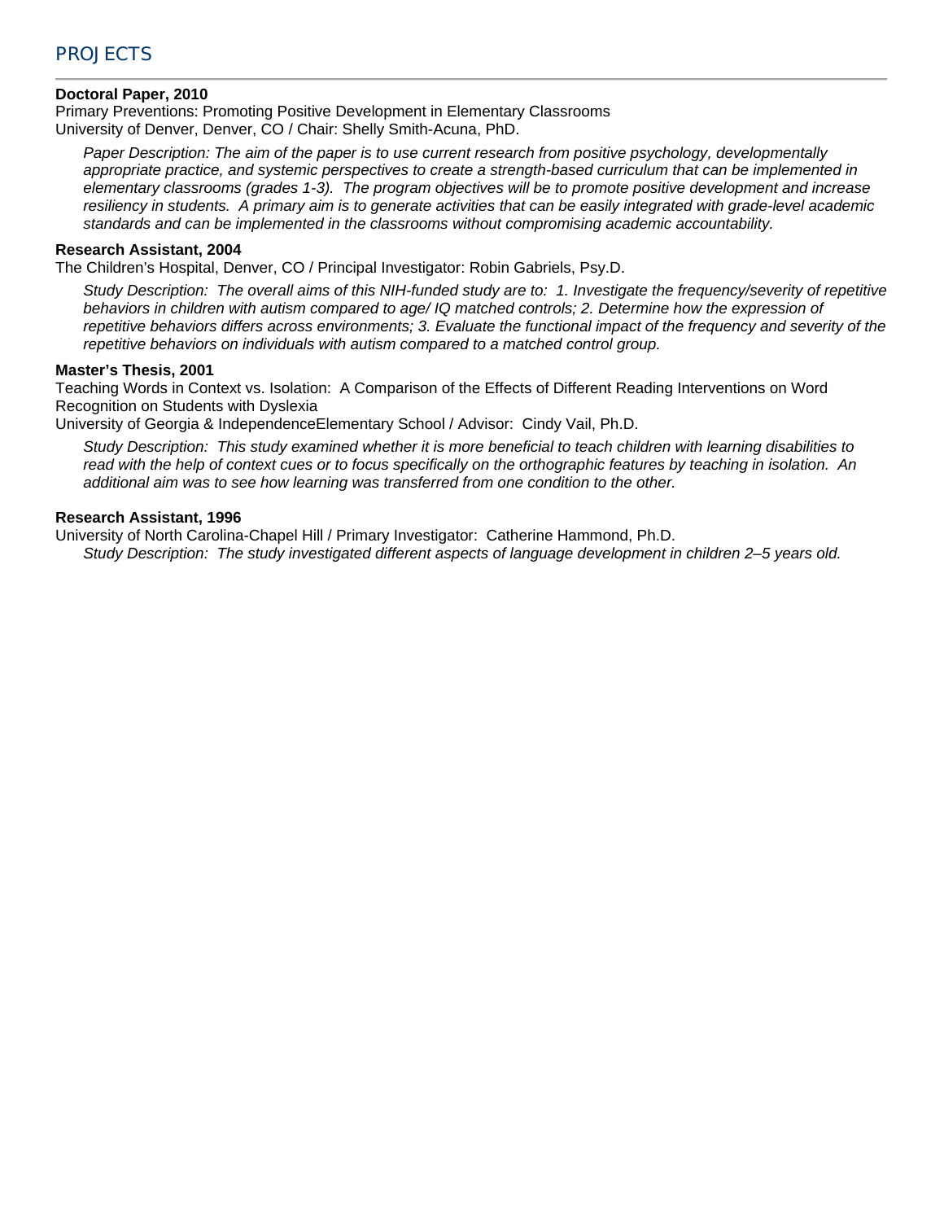## PROJECTS

**Doctoral Paper, 2010**
Primary Preventions: Promoting Positive Development in Elementary Classrooms
University of Denver, Denver, CO / Chair: Shelly Smith-Acuna, PhD.

*Paper Description: The aim of the paper is to use current research from positive psychology, developmentally appropriate practice, and systemic perspectives to create a strength-based curriculum that can be implemented in elementary classrooms (grades 1-3). The program objectives will be to promote positive development and increase resiliency in students. A primary aim is to generate activities that can be easily integrated with grade-level academic standards and can be implemented in the classrooms without compromising academic accountability.*

**Research Assistant, 2004**
The Children's Hospital, Denver, CO / Principal Investigator: Robin Gabriels, Psy.D.

*Study Description: The overall aims of this NIH-funded study are to: 1. Investigate the frequency/severity of repetitive behaviors in children with autism compared to age/ IQ matched controls; 2. Determine how the expression of repetitive behaviors differs across environments; 3. Evaluate the functional impact of the frequency and severity of the repetitive behaviors on individuals with autism compared to a matched control group.*

**Master's Thesis, 2001**
Teaching Words in Context vs. Isolation: A Comparison of the Effects of Different Reading Interventions on Word Recognition on Students with Dyslexia
University of Georgia & IndependenceElementary School / Advisor: Cindy Vail, Ph.D.

*Study Description: This study examined whether it is more beneficial to teach children with learning disabilities to read with the help of context cues or to focus specifically on the orthographic features by teaching in isolation. An additional aim was to see how learning was transferred from one condition to the other.*

**Research Assistant, 1996**
University of North Carolina-Chapel Hill / Primary Investigator: Catherine Hammond, Ph.D.

*Study Description: The study investigated different aspects of language development in children 2–5 years old.*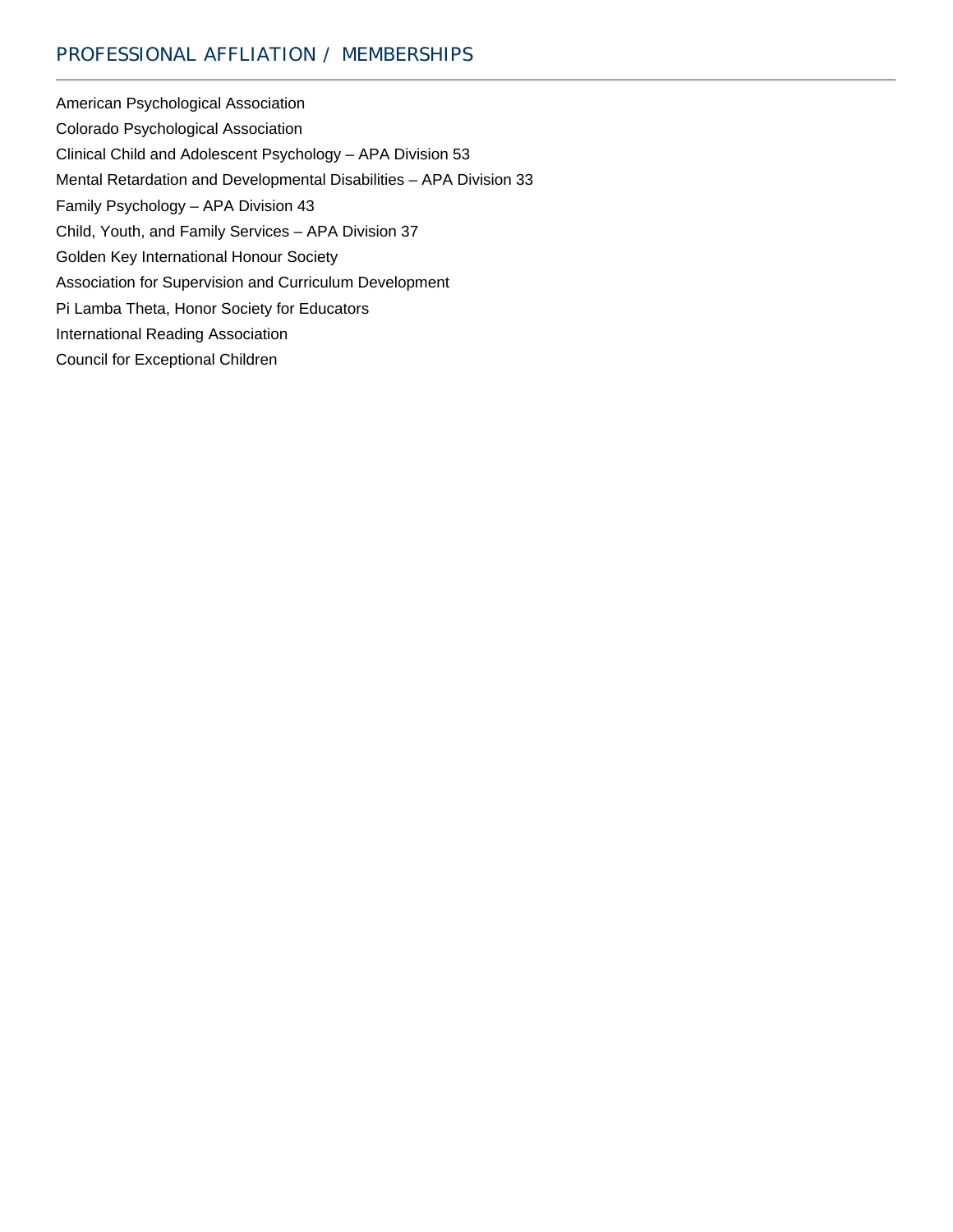## PROFESSIONAL AFFLIATION / MEMBERSHIPS

American Psychological Association

Colorado Psychological Association

Clinical Child and Adolescent Psychology – APA Division 53

Mental Retardation and Developmental Disabilities – APA Division 33

Family Psychology – APA Division 43

Child, Youth, and Family Services – APA Division 37

Golden Key International Honour Society

Association for Supervision and Curriculum Development

Pi Lamba Theta, Honor Society for Educators

International Reading Association

Council for Exceptional Children